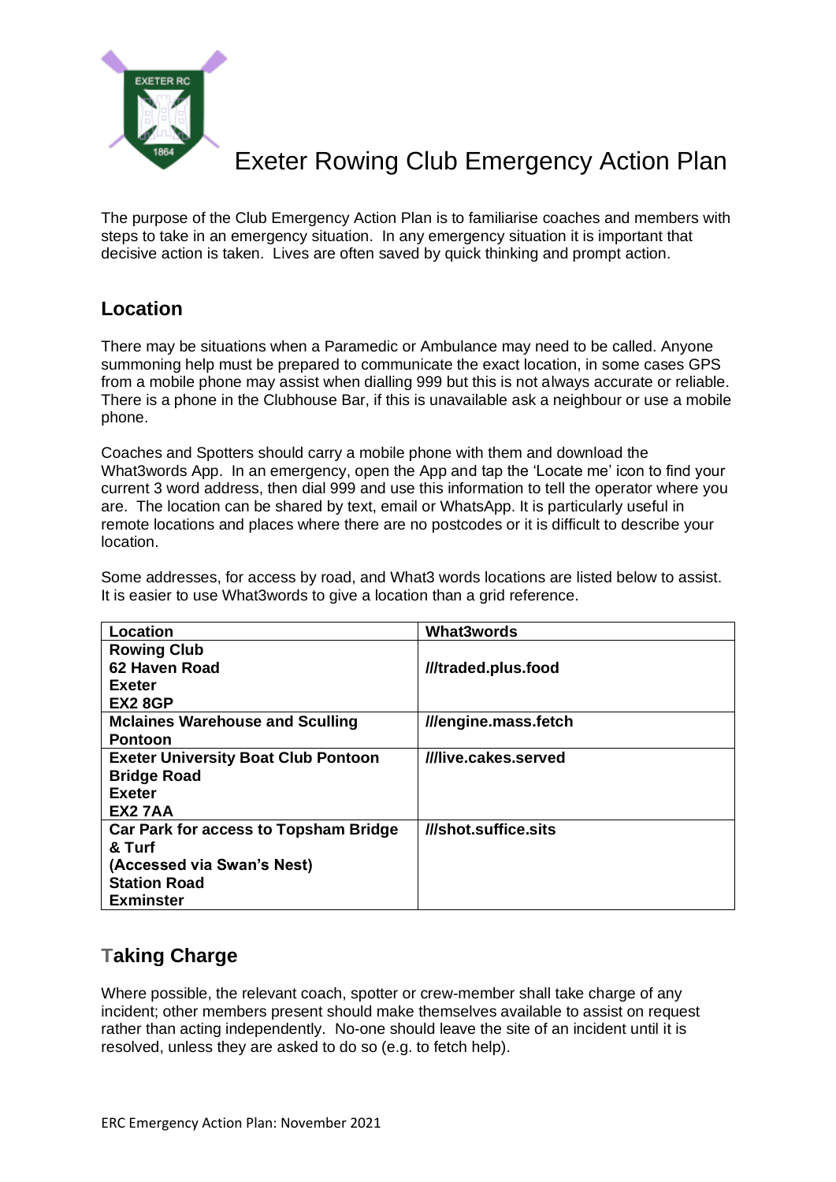# Exeter Rowing Club Emergency Action Plan

The purpose of the Club Emergency Action Plan is to familiarise coaches and members with steps to take in an emergency situation. In any emergency situation it is important that decisive action is taken. Lives are often saved by quick thinking and prompt action.

## Location

There may be situations when a Paramedic or Ambulance may need to be called. Anyone summoning help must be prepared to communicate the exact location, in some cases GPS from a mobile phone may assist when dialling 999 but this is not always accurate or reliable. There is a phone in the Clubhouse Bar, if this is unavailable ask a neighbour or use a mobile phone.

Coaches and Spotters should carry a mobile phone with them and download the What3words App. In an emergency, open the App and tap the 'Locate me' icon to find your current 3 word address, then dial 999 and use this information to tell the operator where you are. The location can be shared by text, email or WhatsApp. It is particularly useful in remote locations and places where there are no postcodes or it is difficult to describe your location.

Some addresses, for access by road, and What3 words locations are listed below to assist. It is easier to use What3words to give a location than a grid reference.

| Location | What3words |
|---|---|
| **Rowing Club<br>62 Haven Road<br>Exeter<br>EX2 8GP** | **///traded.plus.food** |
| **Mclaines Warehouse and Sculling Pontoon** | **///engine.mass.fetch** |
| **Exeter University Boat Club Pontoon<br>Bridge Road<br>Exeter<br>EX2 7AA** | **///live.cakes.served** |
| **Car Park for access to Topsham Bridge & Turf<br>(Accessed via Swan's Nest)<br>Station Road<br>Exminster** | **///shot.suffice.sits** |

## Taking Charge

Where possible, the relevant coach, spotter or crew-member shall take charge of any incident; other members present should make themselves available to assist on request rather than acting independently. No-one should leave the site of an incident until it is resolved, unless they are asked to do so (e.g. to fetch help).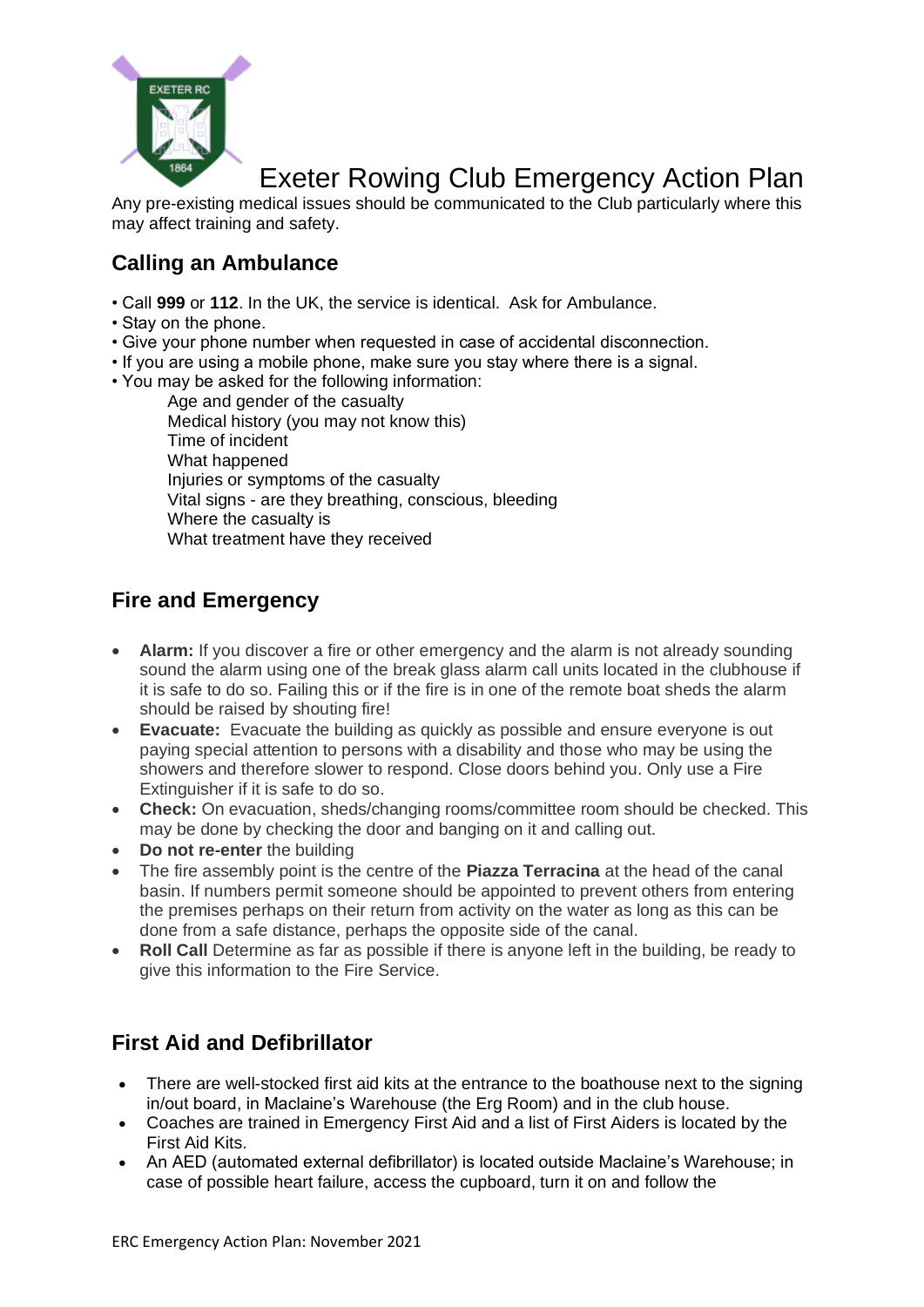# Exeter Rowing Club Emergency Action Plan

Any pre-existing medical issues should be communicated to the Club particularly where this may affect training and safety.

## Calling an Ambulance

- Call **999** or **112**. In the UK, the service is identical. Ask for Ambulance.
- Stay on the phone.
- Give your phone number when requested in case of accidental disconnection.
- If you are using a mobile phone, make sure you stay where there is a signal.
- You may be asked for the following information:
  - Age and gender of the casualty
  - Medical history (you may not know this)
  - Time of incident
  - What happened
  - Injuries or symptoms of the casualty
  - Vital signs - are they breathing, conscious, bleeding
  - Where the casualty is
  - What treatment have they received

## Fire and Emergency

- **Alarm:** If you discover a fire or other emergency and the alarm is not already sounding sound the alarm using one of the break glass alarm call units located in the clubhouse if it is safe to do so. Failing this or if the fire is in one of the remote boat sheds the alarm should be raised by shouting fire!
- **Evacuate:** Evacuate the building as quickly as possible and ensure everyone is out paying special attention to persons with a disability and those who may be using the showers and therefore slower to respond. Close doors behind you. Only use a Fire Extinguisher if it is safe to do so.
- **Check:** On evacuation, sheds/changing rooms/committee room should be checked. This may be done by checking the door and banging on it and calling out.
- **Do not re-enter** the building
- The fire assembly point is the centre of the **Piazza Terracina** at the head of the canal basin. If numbers permit someone should be appointed to prevent others from entering the premises perhaps on their return from activity on the water as long as this can be done from a safe distance, perhaps the opposite side of the canal.
- **Roll Call** Determine as far as possible if there is anyone left in the building, be ready to give this information to the Fire Service.

## First Aid and Defibrillator

- There are well-stocked first aid kits at the entrance to the boathouse next to the signing in/out board, in Maclaine's Warehouse (the Erg Room) and in the club house.
- Coaches are trained in Emergency First Aid and a list of First Aiders is located by the First Aid Kits.
- An AED (automated external defibrillator) is located outside Maclaine's Warehouse; in case of possible heart failure, access the cupboard, turn it on and follow the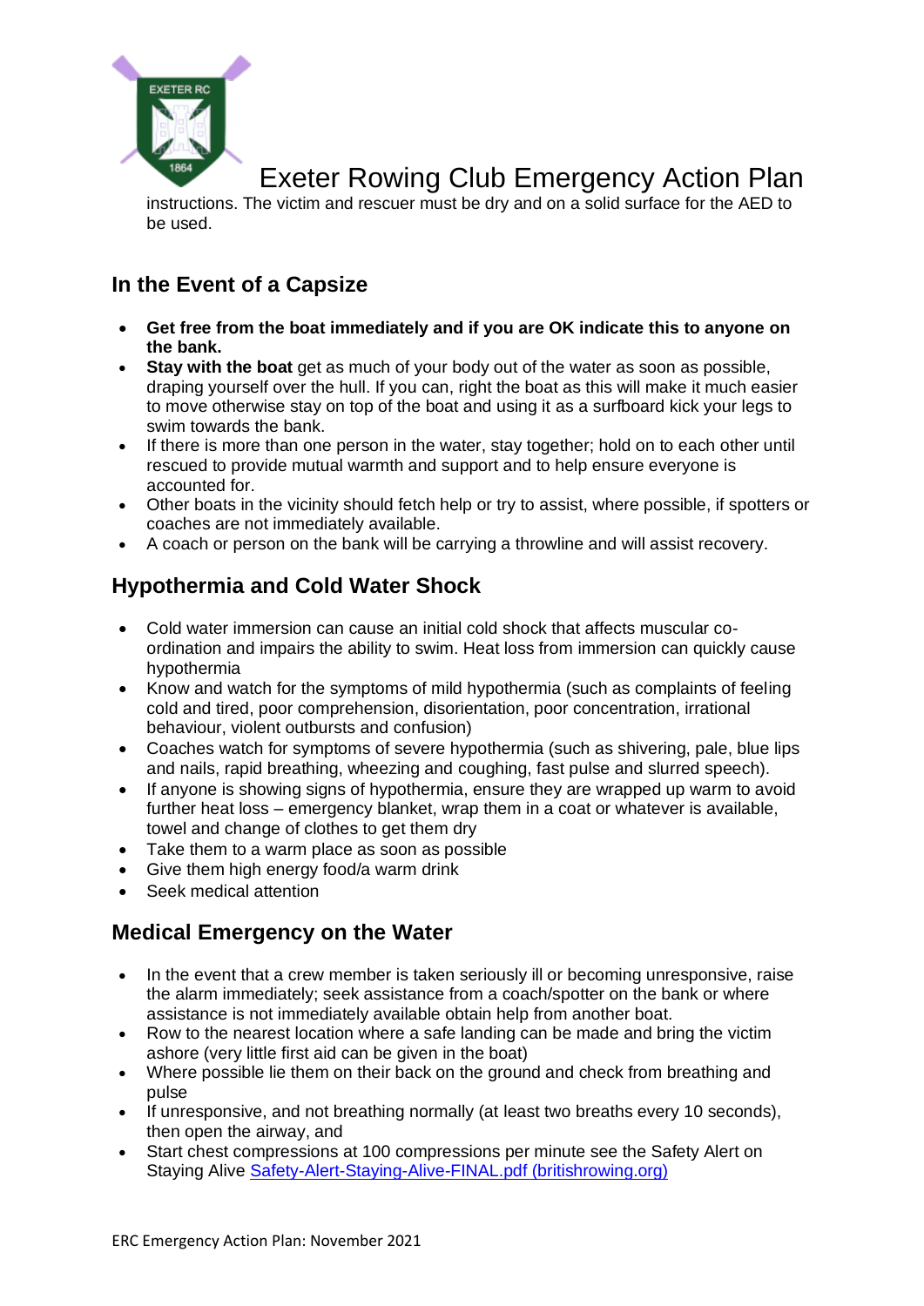instructions. The victim and rescuer must be dry and on a solid surface for the AED to be used.

## In the Event of a Capsize

- **Get free from the boat immediately and if you are OK indicate this to anyone on the bank.**
- **Stay with the boat** get as much of your body out of the water as soon as possible, draping yourself over the hull. If you can, right the boat as this will make it much easier to move otherwise stay on top of the boat and using it as a surfboard kick your legs to swim towards the bank.
- If there is more than one person in the water, stay together; hold on to each other until rescued to provide mutual warmth and support and to help ensure everyone is accounted for.
- Other boats in the vicinity should fetch help or try to assist, where possible, if spotters or coaches are not immediately available.
- A coach or person on the bank will be carrying a throwline and will assist recovery.

## Hypothermia and Cold Water Shock

- Cold water immersion can cause an initial cold shock that affects muscular co-ordination and impairs the ability to swim. Heat loss from immersion can quickly cause hypothermia
- Know and watch for the symptoms of mild hypothermia (such as complaints of feeling cold and tired, poor comprehension, disorientation, poor concentration, irrational behaviour, violent outbursts and confusion)
- Coaches watch for symptoms of severe hypothermia (such as shivering, pale, blue lips and nails, rapid breathing, wheezing and coughing, fast pulse and slurred speech).
- If anyone is showing signs of hypothermia, ensure they are wrapped up warm to avoid further heat loss – emergency blanket, wrap them in a coat or whatever is available, towel and change of clothes to get them dry
- Take them to a warm place as soon as possible
- Give them high energy food/a warm drink
- Seek medical attention

## Medical Emergency on the Water

- In the event that a crew member is taken seriously ill or becoming unresponsive, raise the alarm immediately; seek assistance from a coach/spotter on the bank or where assistance is not immediately available obtain help from another boat.
- Row to the nearest location where a safe landing can be made and bring the victim ashore (very little first aid can be given in the boat)
- Where possible lie them on their back on the ground and check from breathing and pulse
- If unresponsive, and not breathing normally (at least two breaths every 10 seconds), then open the airway, and
- Start chest compressions at 100 compressions per minute see the Safety Alert on Staying Alive [Safety-Alert-Staying-Alive-FINAL.pdf (britishrowing.org)]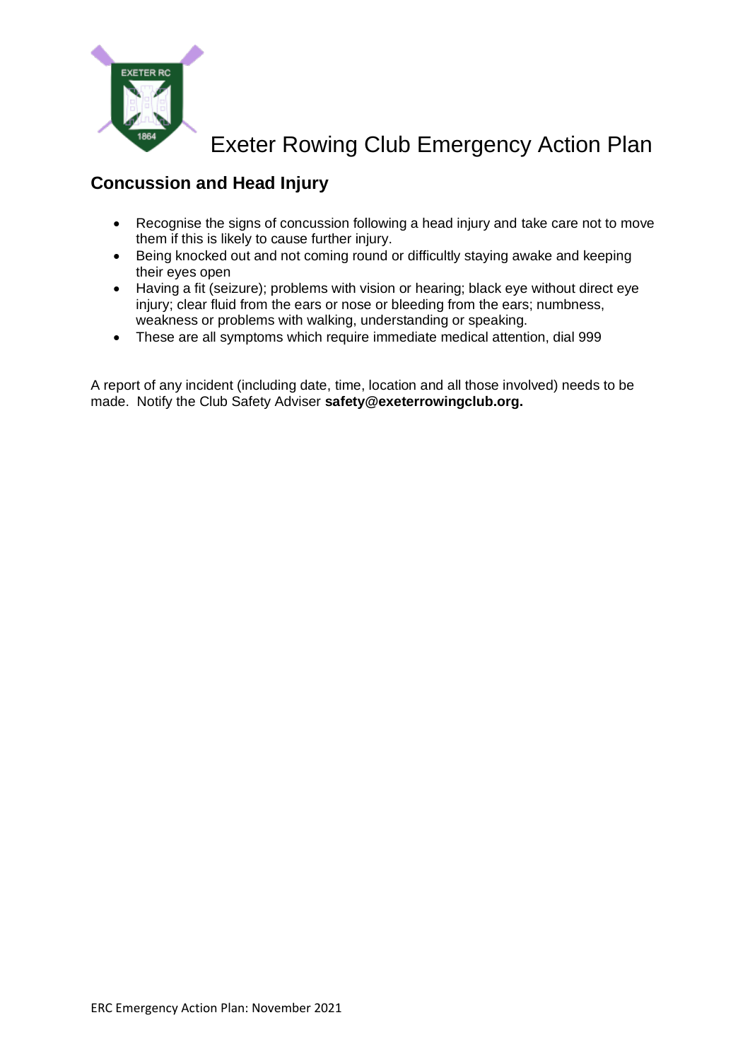# Exeter Rowing Club Emergency Action Plan

## Concussion and Head Injury

- Recognise the signs of concussion following a head injury and take care not to move them if this is likely to cause further injury.
- Being knocked out and not coming round or difficultly staying awake and keeping their eyes open
- Having a fit (seizure); problems with vision or hearing; black eye without direct eye injury; clear fluid from the ears or nose or bleeding from the ears; numbness, weakness or problems with walking, understanding or speaking.
- These are all symptoms which require immediate medical attention, dial 999

A report of any incident (including date, time, location and all those involved) needs to be made. Notify the Club Safety Adviser **safety@exeterrowingclub.org.**